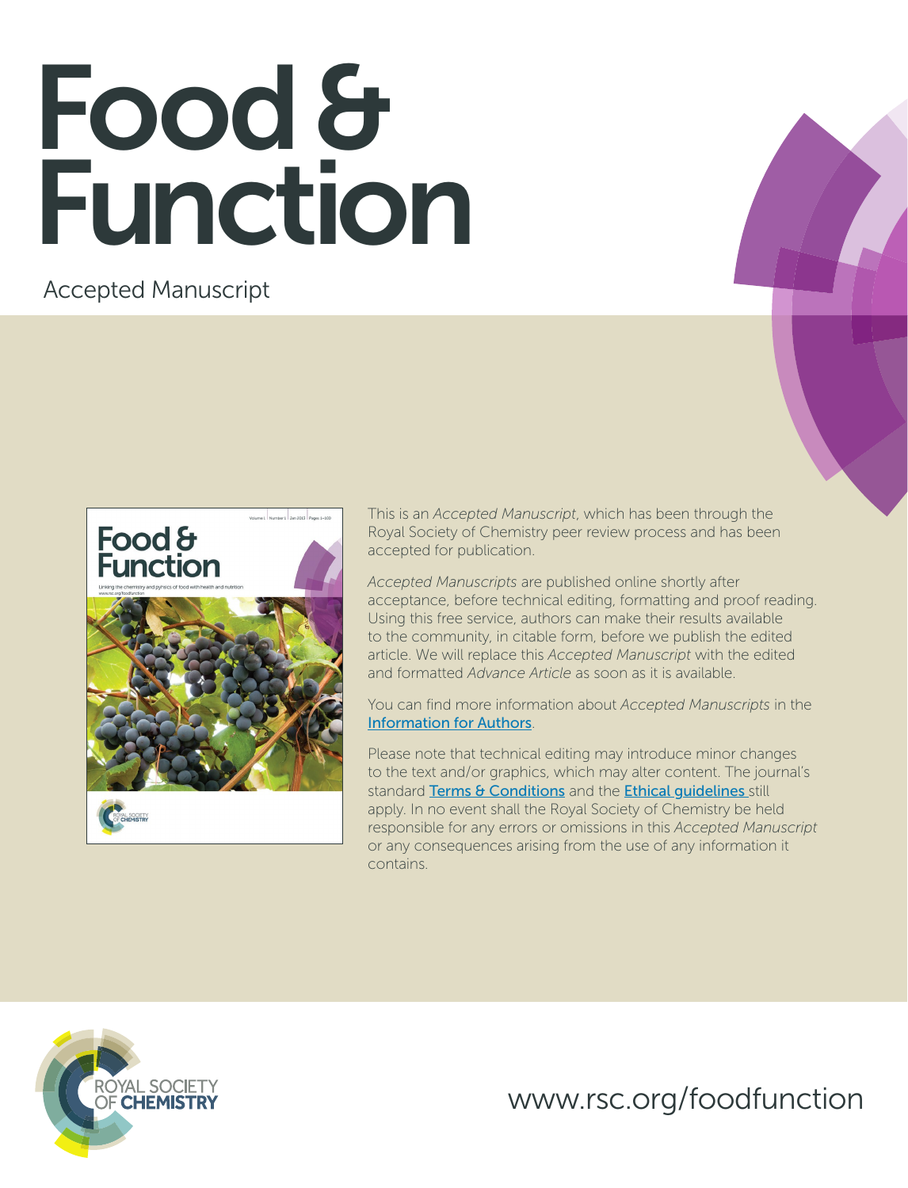# Food & Function

Accepted Manuscript

This is an *Accepted Manuscript*, which has been through the Royal Society of Chemistry peer review process and has been accepted for publication.

*Accepted Manuscripts* are published online shortly after acceptance, before technical editing, formatting and proof reading. Using this free service, authors can make their results available to the community, in citable form, before we publish the edited article. We will replace this *Accepted Manuscript* with the edited and formatted *Advance Article* as soon as it is available.

You can find more information about *Accepted Manuscripts* in the Information for Authors.

Please note that technical editing may introduce minor changes to the text and/or graphics, which may alter content. The journal's standard Terms & Conditions and the Ethical guidelines still apply. In no event shall the Royal Society of Chemistry be held responsible for any errors or omissions in this *Accepted Manuscript* or any consequences arising from the use of any information it contains.

ROYAL SOCIETY OF CHEMISTRY

www.rsc.org/foodfunction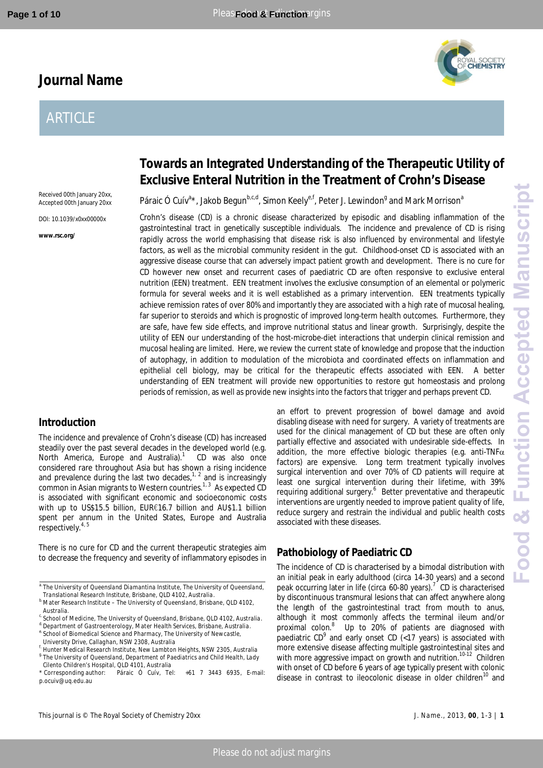# Journal Name

## ARTICLE

# Towards an Integrated Understanding of the Therapeutic Utility of Exclusive Enteral Nutrition in the Treatment of Crohn's Disease

Received 00th January 20xx, Accepted 00th January 20xx

DOI: 10.1039/x0xx00000x

**www.rsc.org/**

Páraic Ó Cuív[a]*, Jakob Begun[b,c,d], Simon Keely[e,f], Peter J. Lewindon[g] and Mark Morrison[a]

Crohn's disease (CD) is a chronic disease characterized by episodic and disabling inflammation of the gastrointestinal tract in genetically susceptible individuals. The incidence and prevalence of CD is rising rapidly across the world emphasising that disease risk is also influenced by environmental and lifestyle factors, as well as the microbial community resident in the gut. Childhood-onset CD is associated with an aggressive disease course that can adversely impact patient growth and development. There is no cure for CD however new onset and recurrent cases of paediatric CD are often responsive to exclusive enteral nutrition (EEN) treatment. EEN treatment involves the exclusive consumption of an elemental or polymeric formula for several weeks and it is well established as a primary intervention. EEN treatments typically achieve remission rates of over 80% and importantly they are associated with a high rate of mucosal healing, far superior to steroids and which is prognostic of improved long-term health outcomes. Furthermore, they are safe, have few side effects, and improve nutritional status and linear growth. Surprisingly, despite the utility of EEN our understanding of the host-microbe-diet interactions that underpin clinical remission and mucosal healing are limited. Here, we review the current state of knowledge and propose that the induction of autophagy, in addition to modulation of the microbiota and coordinated effects on inflammation and epithelial cell biology, may be critical for the therapeutic effects associated with EEN. A better understanding of EEN treatment will provide new opportunities to restore gut homeostasis and prolong periods of remission, as well as provide new insights into the factors that trigger and perhaps prevent CD.

## Introduction

The incidence and prevalence of Crohn's disease (CD) has increased steadily over the past several decades in the developed world (e.g. North America, Europe and Australia).[1] CD was also once considered rare throughout Asia but has shown a rising incidence and prevalence during the last two decades,[1, 2] and is increasingly common in Asian migrants to Western countries.[1, 3] As expected CD is associated with significant economic and socioeconomic costs with up to US$15.5 billion, EUR€16.7 billion and AU$1.1 billion spent per annum in the United States, Europe and Australia respectively.[4, 5]

There is no cure for CD and the current therapeutic strategies aim to decrease the frequency and severity of inflammatory episodes in an effort to prevent progression of bowel damage and avoid disabling disease with need for surgery. A variety of treatments are used for the clinical management of CD but these are often only partially effective and associated with undesirable side-effects. In addition, the more effective biologic therapies (e.g. anti-TNF$\alpha$ factors) are expensive. Long term treatment typically involves surgical intervention and over 70% of CD patients will require at least one surgical intervention during their lifetime, with 39% requiring additional surgery.[6] Better preventative and therapeutic interventions are urgently needed to improve patient quality of life, reduce surgery and restrain the individual and public health costs associated with these diseases.

## Pathobiology of Paediatric CD

The incidence of CD is characterised by a bimodal distribution with an initial peak in early adulthood (circa 14-30 years) and a second peak occurring later in life (circa 60-80 years).[7] CD is characterised by discontinuous transmural lesions that can affect anywhere along the length of the gastrointestinal tract from mouth to anus, although it most commonly affects the terminal ileum and/or proximal colon.[8] Up to 20% of patients are diagnosed with paediatric CD[9] and early onset CD (<17 years) is associated with more extensive disease affecting multiple gastrointestinal sites and with more aggressive impact on growth and nutrition.[10-12] Children with onset of CD before 6 years of age typically present with colonic disease in contrast to ileocolonic disease in older children[10] and

---

[a.] The University of Queensland Diamantina Institute, The University of Queensland, Translational Research Institute, Brisbane, QLD 4102, Australia.
[b.] Mater Research Institute – The University of Queensland, Brisbane, QLD 4102, Australia.
[c.] School of Medicine, The University of Queensland, Brisbane, QLD 4102, Australia.
[d.] Department of Gastroenterology, Mater Health Services, Brisbane, Australia.
[e.] School of Biomedical Science and Pharmacy, The University of Newcastle, University Drive, Callaghan, NSW 2308, Australia
[f.] Hunter Medical Research Institute, New Lambton Heights, NSW 2305, Australia
[g.] The University of Queensland, Department of Paediatrics and Child Health, Lady Cilento Children's Hospital, QLD 4101, Australia
* Corresponding author: Páraic Ó Cuív, Tel: +61 7 3443 6935, E-mail: p.ocuiv@uq.edu.au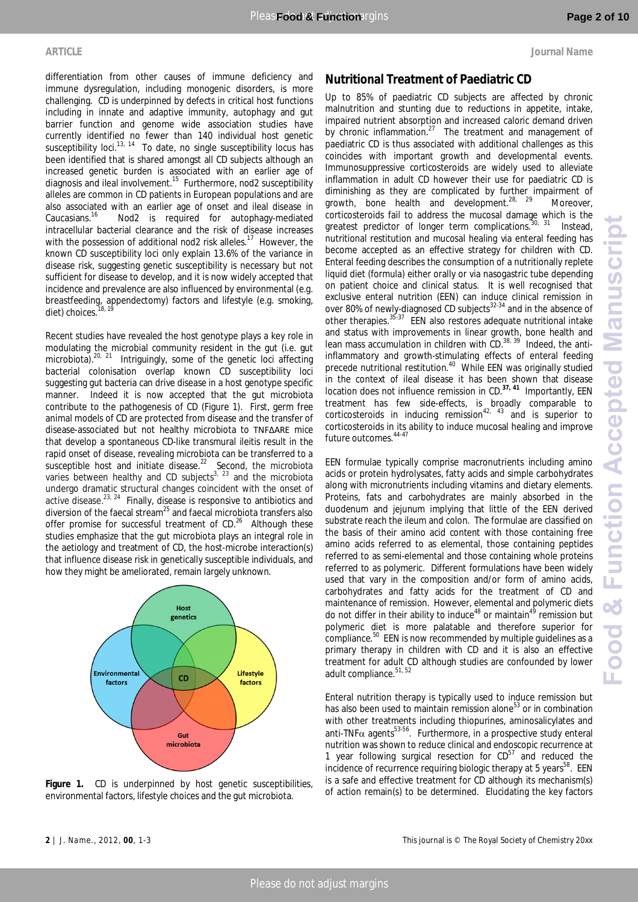differentiation from other causes of immune deficiency and immune dysregulation, including monogenic disorders, is more challenging. CD is underpinned by defects in critical host functions including in innate and adaptive immunity, autophagy and gut barrier function and genome wide association studies have currently identified no fewer than 140 individual host genetic susceptibility loci.[13, 14] To date, no single susceptibility locus has been identified that is shared amongst all CD subjects although an increased genetic burden is associated with an earlier age of diagnosis and ileal involvement.[15] Furthermore, nod2 susceptibility alleles are common in CD patients in European populations and are also associated with an earlier age of onset and ileal disease in Caucasians.[16] Nod2 is required for autophagy-mediated intracellular bacterial clearance and the risk of disease increases with the possession of additional nod2 risk alleles.[17] However, the known CD susceptibility loci only explain 13.6% of the variance in disease risk, suggesting genetic susceptibility is necessary but not sufficient for disease to develop, and it is now widely accepted that incidence and prevalence are also influenced by environmental (e.g. breastfeeding, appendectomy) factors and lifestyle (e.g. smoking, diet) choices.[18, 19]

Recent studies have revealed the host genotype plays a key role in modulating the microbial community resident in the gut (i.e. gut microbiota).[20, 21] Intriguingly, some of the genetic loci affecting bacterial colonisation overlap known CD susceptibility loci suggesting gut bacteria can drive disease in a host genotype specific manner. Indeed it is now accepted that the gut microbiota contribute to the pathogenesis of CD (Figure 1). First, germ free animal models of CD are protected from disease and the transfer of disease-associated but not healthy microbiota to TNFΔARE mice that develop a spontaneous CD-like transmural ileitis result in the rapid onset of disease, revealing microbiota can be transferred to a susceptible host and initiate disease.[22] Second, the microbiota varies between healthy and CD subjects[3, 23] and the microbiota undergo dramatic structural changes coincident with the onset of active disease.[23, 24] Finally, disease is responsive to antibiotics and diversion of the faecal stream[25] and faecal microbiota transfers also offer promise for successful treatment of CD.[26] Although these studies emphasize that the gut microbiota plays an integral role in the aetiology and treatment of CD, the host-microbe interaction(s) that influence disease risk in genetically susceptible individuals, and how they might be ameliorated, remain largely unknown.

**Figure 1.** CD is underpinned by host genetic susceptibilities, environmental factors, lifestyle choices and the gut microbiota.

## Nutritional Treatment of Paediatric CD

Up to 85% of paediatric CD subjects are affected by chronic malnutrition and stunting due to reductions in appetite, intake, impaired nutrient absorption and increased caloric demand driven by chronic inflammation.[27] The treatment and management of paediatric CD is thus associated with additional challenges as this coincides with important growth and developmental events. Immunosuppressive corticosteroids are widely used to alleviate inflammation in adult CD however their use for paediatric CD is diminishing as they are complicated by further impairment of growth, bone health and development.[28, 29] Moreover, corticosteroids fail to address the mucosal damage which is the greatest predictor of longer term complications.[30, 31] Instead, nutritional restitution and mucosal healing via enteral feeding has become accepted as an effective strategy for children with CD. Enteral feeding describes the consumption of a nutritionally replete liquid diet (formula) either orally or via nasogastric tube depending on patient choice and clinical status. It is well recognised that exclusive enteral nutrition (EEN) can induce clinical remission in over 80% of newly-diagnosed CD subjects[32-34] and in the absence of other therapies.[35-37] EEN also restores adequate nutritional intake and status with improvements in linear growth, bone health and lean mass accumulation in children with CD.[38, 39] Indeed, the anti-inflammatory and growth-stimulating effects of enteral feeding precede nutritional restitution.[40] While EEN was originally studied in the context of ileal disease it has been shown that disease location does not influence remission in CD.[37, 41] Importantly, EEN treatment has few side-effects, is broadly comparable to corticosteroids in inducing remission[42, 43] and is superior to corticosteroids in its ability to induce mucosal healing and improve future outcomes.[44-47]

EEN formulae typically comprise macronutrients including amino acids or protein hydrolysates, fatty acids and simple carbohydrates along with micronutrients including vitamins and dietary elements. Proteins, fats and carbohydrates are mainly absorbed in the duodenum and jejunum implying that little of the EEN derived substrate reach the ileum and colon. The formulae are classified on the basis of their amino acid content with those containing free amino acids referred to as elemental, those containing peptides referred to as semi-elemental and those containing whole proteins referred to as polymeric. Different formulations have been widely used that vary in the composition and/or form of amino acids, carbohydrates and fatty acids for the treatment of CD and maintenance of remission. However, elemental and polymeric diets do not differ in their ability to induce[48] or maintain[49] remission but polymeric diet is more palatable and therefore superior for compliance.[50] EEN is now recommended by multiple guidelines as a primary therapy in children with CD and it is also an effective treatment for adult CD although studies are confounded by lower adult compliance.[51, 52]

Enteral nutrition therapy is typically used to induce remission but has also been used to maintain remission alone[53] or in combination with other treatments including thiopurines, aminosalicylates and anti-TNFα agents[53-56]. Furthermore, in a prospective study enteral nutrition was shown to reduce clinical and endoscopic recurrence at 1 year following surgical resection for CD[57] and reduced the incidence of recurrence requiring biologic therapy at 5 years[58]. EEN is a safe and effective treatment for CD although its mechanism(s) of action remain(s) to be determined. Elucidating the key factors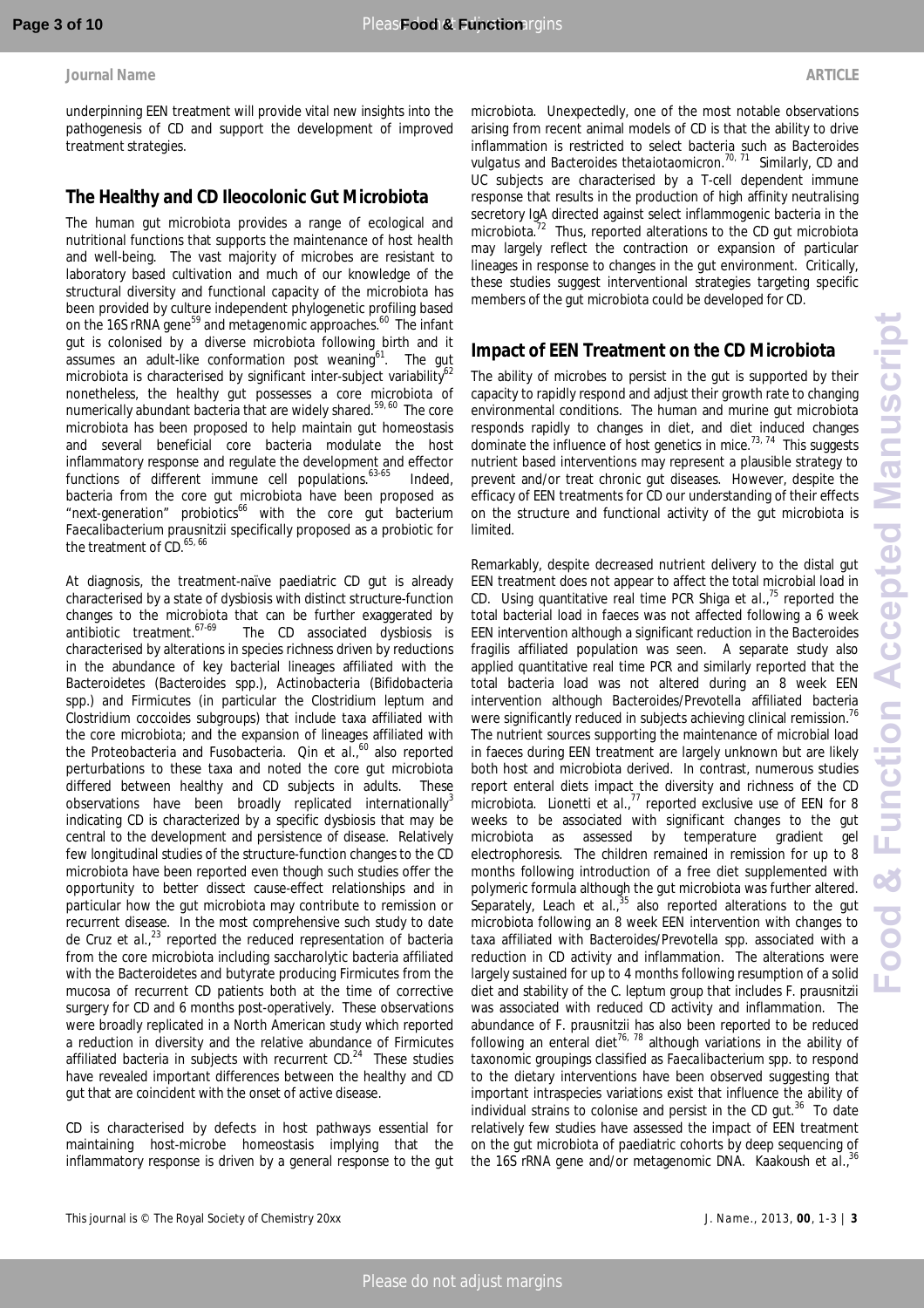underpinning EEN treatment will provide vital new insights into the pathogenesis of CD and support the development of improved treatment strategies.

## The Healthy and CD Ileocolonic Gut Microbiota

The human gut microbiota provides a range of ecological and nutritional functions that supports the maintenance of host health and well-being. The vast majority of microbes are resistant to laboratory based cultivation and much of our knowledge of the structural diversity and functional capacity of the microbiota has been provided by culture independent phylogenetic profiling based on the 16S rRNA gene[59] and metagenomic approaches.[60] The infant gut is colonised by a diverse microbiota following birth and it assumes an adult-like conformation post weaning[61]. The gut microbiota is characterised by significant inter-subject variability[62] nonetheless, the healthy gut possesses a core microbiota of numerically abundant bacteria that are widely shared.[59, 60] The core microbiota has been proposed to help maintain gut homeostasis and several beneficial core bacteria modulate the host inflammatory response and regulate the development and effector functions of different immune cell populations.[63-65] Indeed, bacteria from the core gut microbiota have been proposed as "next-generation" probiotics[66] with the core gut bacterium *Faecalibacterium prausnitzii* specifically proposed as a probiotic for the treatment of CD.[65, 66]

At diagnosis, the treatment-naïve paediatric CD gut is already characterised by a state of dysbiosis with distinct structure-function changes to the microbiota that can be further exaggerated by antibiotic treatment.[67-69] The CD associated dysbiosis is characterised by alterations in species richness driven by reductions in the abundance of key bacterial lineages affiliated with the Bacteroidetes (*Bacteroides* spp.), Actinobacteria (*Bifidobacteria* spp.) and Firmicutes (in particular the *Clostridium leptum* and *Clostridium coccoides* subgroups) that include taxa affiliated with the core microbiota; and the expansion of lineages affiliated with the Proteobacteria and Fusobacteria. Qin *et al.*,[60] also reported perturbations to these taxa and noted the core gut microbiota differed between healthy and CD subjects in adults. These observations have been broadly replicated internationally[3] indicating CD is characterized by a specific dysbiosis that may be central to the development and persistence of disease. Relatively few longitudinal studies of the structure-function changes to the CD microbiota have been reported even though such studies offer the opportunity to better dissect cause-effect relationships and in particular how the gut microbiota may contribute to remission or recurrent disease. In the most comprehensive such study to date de Cruz *et al.*,[23] reported the reduced representation of bacteria from the core microbiota including saccharolytic bacteria affiliated with the Bacteroidetes and butyrate producing Firmicutes from the mucosa of recurrent CD patients both at the time of corrective surgery for CD and 6 months post-operatively. These observations were broadly replicated in a North American study which reported a reduction in diversity and the relative abundance of Firmicutes affiliated bacteria in subjects with recurrent CD.[24] These studies have revealed important differences between the healthy and CD gut that are coincident with the onset of active disease.

CD is characterised by defects in host pathways essential for maintaining host-microbe homeostasis implying that the inflammatory response is driven by a general response to the gut microbiota. Unexpectedly, one of the most notable observations arising from recent animal models of CD is that the ability to drive inflammation is restricted to select bacteria such as *Bacteroides vulgatus* and *Bacteroides thetaiotaomicron*.[70, 71] Similarly, CD and UC subjects are characterised by a T-cell dependent immune response that results in the production of high affinity neutralising secretory IgA directed against select inflammogenic bacteria in the microbiota.[72] Thus, reported alterations to the CD gut microbiota may largely reflect the contraction or expansion of particular lineages in response to changes in the gut environment. Critically, these studies suggest interventional strategies targeting specific members of the gut microbiota could be developed for CD.

## Impact of EEN Treatment on the CD Microbiota

The ability of microbes to persist in the gut is supported by their capacity to rapidly respond and adjust their growth rate to changing environmental conditions. The human and murine gut microbiota responds rapidly to changes in diet, and diet induced changes dominate the influence of host genetics in mice.[73, 74] This suggests nutrient based interventions may represent a plausible strategy to prevent and/or treat chronic gut diseases. However, despite the efficacy of EEN treatments for CD our understanding of their effects on the structure and functional activity of the gut microbiota is limited.

Remarkably, despite decreased nutrient delivery to the distal gut EEN treatment does not appear to affect the total microbial load in CD. Using quantitative real time PCR Shiga *et al.*,[75] reported the total bacterial load in faeces was not affected following a 6 week EEN intervention although a significant reduction in the *Bacteroides fragilis* affiliated population was seen. A separate study also applied quantitative real time PCR and similarly reported that the total bacteria load was not altered during an 8 week EEN intervention although *Bacteroides*/*Prevotella* affiliated bacteria were significantly reduced in subjects achieving clinical remission.[76] The nutrient sources supporting the maintenance of microbial load in faeces during EEN treatment are largely unknown but are likely both host and microbiota derived. In contrast, numerous studies report enteral diets impact the diversity and richness of the CD microbiota. Lionetti *et al.*,[77] reported exclusive use of EEN for 8 weeks to be associated with significant changes to the gut microbiota as assessed by temperature gradient gel electrophoresis. The children remained in remission for up to 8 months following introduction of a free diet supplemented with polymeric formula although the gut microbiota was further altered. Separately, Leach *et al.*,[35] also reported alterations to the gut microbiota following an 8 week EEN intervention with changes to taxa affiliated with *Bacteroides*/*Prevotella* spp. associated with a reduction in CD activity and inflammation. The alterations were largely sustained for up to 4 months following resumption of a solid diet and stability of the *C. leptum* group that includes *F. prausnitzii* was associated with reduced CD activity and inflammation. The abundance of *F. prausnitzii* has also been reported to be reduced following an enteral diet[76, 78] although variations in the ability of taxonomic groupings classified as *Faecalibacterium* spp. to respond to the dietary interventions have been observed suggesting that important intraspecies variations exist that influence the ability of individual strains to colonise and persist in the CD gut.[36] To date relatively few studies have assessed the impact of EEN treatment on the gut microbiota of paediatric cohorts by deep sequencing of the 16S rRNA gene and/or metagenomic DNA. Kaakoush *et al.*,[36]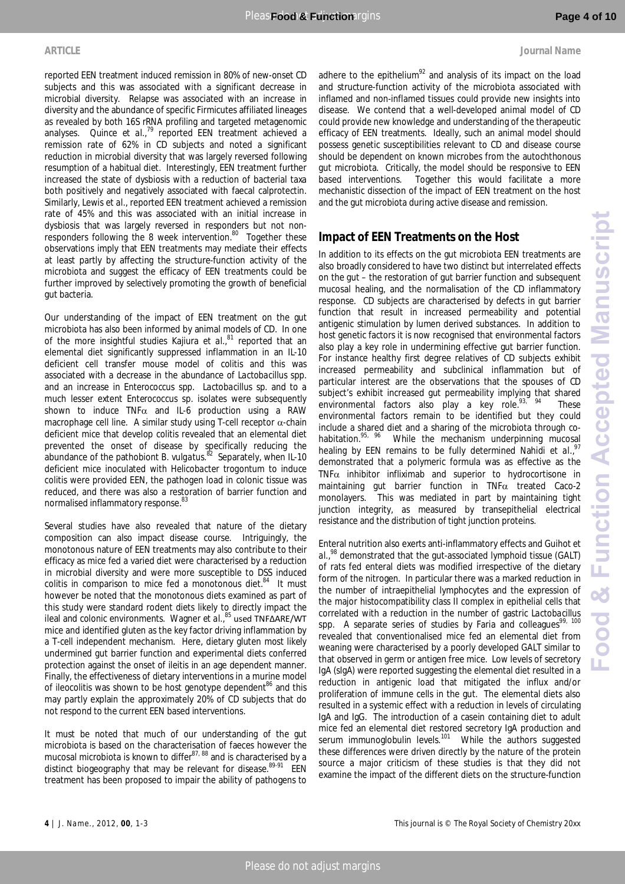reported EEN treatment induced remission in 80% of new-onset CD subjects and this was associated with a significant decrease in microbial diversity. Relapse was associated with an increase in diversity and the abundance of specific Firmicutes affiliated lineages as revealed by both 16S rRNA profiling and targeted metagenomic analyses. Quince et al.,[79] reported EEN treatment achieved a remission rate of 62% in CD subjects and noted a significant reduction in microbial diversity that was largely reversed following resumption of a habitual diet. Interestingly, EEN treatment further increased the state of dysbiosis with a reduction of bacterial taxa both positively and negatively associated with faecal calprotectin. Similarly, Lewis et al., reported EEN treatment achieved a remission rate of 45% and this was associated with an initial increase in dysbiosis that was largely reversed in responders but not non-responders following the 8 week intervention.[80] Together these observations imply that EEN treatments may mediate their effects at least partly by affecting the structure-function activity of the microbiota and suggest the efficacy of EEN treatments could be further improved by selectively promoting the growth of beneficial gut bacteria.

Our understanding of the impact of EEN treatment on the gut microbiota has also been informed by animal models of CD. In one of the more insightful studies Kajiura et al.,[81] reported that an elemental diet significantly suppressed inflammation in an IL-10 deficient cell transfer mouse model of colitis and this was associated with a decrease in the abundance of *Lactobacillus* spp. and an increase in *Enterococcus* spp. *Lactobacillus* sp. and to a much lesser extent *Enterococcus* sp. isolates were subsequently shown to induce TNF$\alpha$ and IL-6 production using a RAW macrophage cell line. A similar study using T-cell receptor $\alpha$-chain deficient mice that develop colitis revealed that an elemental diet prevented the onset of disease by specifically reducing the abundance of the pathobiont *B. vulgatus*.[82] Separately, when IL-10 deficient mice inoculated with *Helicobacter trogontum* to induce colitis were provided EEN, the pathogen load in colonic tissue was reduced, and there was also a restoration of barrier function and normalised inflammatory response.[83]

Several studies have also revealed that nature of the dietary composition can also impact disease course. Intriguingly, the monotonous nature of EEN treatments may also contribute to their efficacy as mice fed a varied diet were characterised by a reduction in microbial diversity and were more susceptible to DSS induced colitis in comparison to mice fed a monotonous diet.[84] It must however be noted that the monotonous diets examined as part of this study were standard rodent diets likely to directly impact the ileal and colonic environments. Wagner et al.,[85] used TNFΔARE/WT mice and identified gluten as the key factor driving inflammation by a T-cell independent mechanism. Here, dietary gluten most likely undermined gut barrier function and experimental diets conferred protection against the onset of ileitis in an age dependent manner. Finally, the effectiveness of dietary interventions in a murine model of ileocolitis was shown to be host genotype dependent[86] and this may partly explain the approximately 20% of CD subjects that do not respond to the current EEN based interventions.

It must be noted that much of our understanding of the gut microbiota is based on the characterisation of faeces however the mucosal microbiota is known to differ[87, 88] and is characterised by a distinct biogeography that may be relevant for disease.[89-91] EEN treatment has been proposed to impair the ability of pathogens to adhere to the epithelium[92] and analysis of its impact on the load and structure-function activity of the microbiota associated with inflamed and non-inflamed tissues could provide new insights into disease. We contend that a well-developed animal model of CD could provide new knowledge and understanding of the therapeutic efficacy of EEN treatments. Ideally, such an animal model should possess genetic susceptibilities relevant to CD and disease course should be dependent on known microbes from the autochthonous gut microbiota. Critically, the model should be responsive to EEN based interventions. Together this would facilitate a more mechanistic dissection of the impact of EEN treatment on the host and the gut microbiota during active disease and remission.

## Impact of EEN Treatments on the Host

In addition to its effects on the gut microbiota EEN treatments are also broadly considered to have two distinct but interrelated effects on the gut – the restoration of gut barrier function and subsequent mucosal healing, and the normalisation of the CD inflammatory response. CD subjects are characterised by defects in gut barrier function that result in increased permeability and potential antigenic stimulation by lumen derived substances. In addition to host genetic factors it is now recognised that environmental factors also play a key role in undermining effective gut barrier function. For instance healthy first degree relatives of CD subjects exhibit increased permeability and subclinical inflammation but of particular interest are the observations that the spouses of CD subject's exhibit increased gut permeability implying that shared environmental factors also play a key role.[93, 94] These environmental factors remain to be identified but they could include a shared diet and a sharing of the microbiota through co-habitation.[95, 96] While the mechanism underpinning mucosal healing by EEN remains to be fully determined Nahidi et al.,[97] demonstrated that a polymeric formula was as effective as the TNF$\alpha$ inhibitor infliximab and superior to hydrocortisone in maintaining gut barrier function in TNF$\alpha$ treated Caco-2 monolayers. This was mediated in part by maintaining tight junction integrity, as measured by transepithelial electrical resistance and the distribution of tight junction proteins.

Enteral nutrition also exerts anti-inflammatory effects and Guihot et al.,[98] demonstrated that the gut-associated lymphoid tissue (GALT) of rats fed enteral diets was modified irrespective of the dietary form of the nitrogen. In particular there was a marked reduction in the number of intraepithelial lymphocytes and the expression of the major histocompatibility class II complex in epithelial cells that correlated with a reduction in the number of gastric *Lactobacillus* spp. A separate series of studies by Faria and colleagues[99, 100] revealed that conventionalised mice fed an elemental diet from weaning were characterised by a poorly developed GALT similar to that observed in germ or antigen free mice. Low levels of secretory IgA (sIgA) were reported suggesting the elemental diet resulted in a reduction in antigenic load that mitigated the influx and/or proliferation of immune cells in the gut. The elemental diets also resulted in a systemic effect with a reduction in levels of circulating IgA and IgG. The introduction of a casein containing diet to adult mice fed an elemental diet restored secretory IgA production and serum immunoglobulin levels.[101] While the authors suggested these differences were driven directly by the nature of the protein source a major criticism of these studies is that they did not examine the impact of the different diets on the structure-function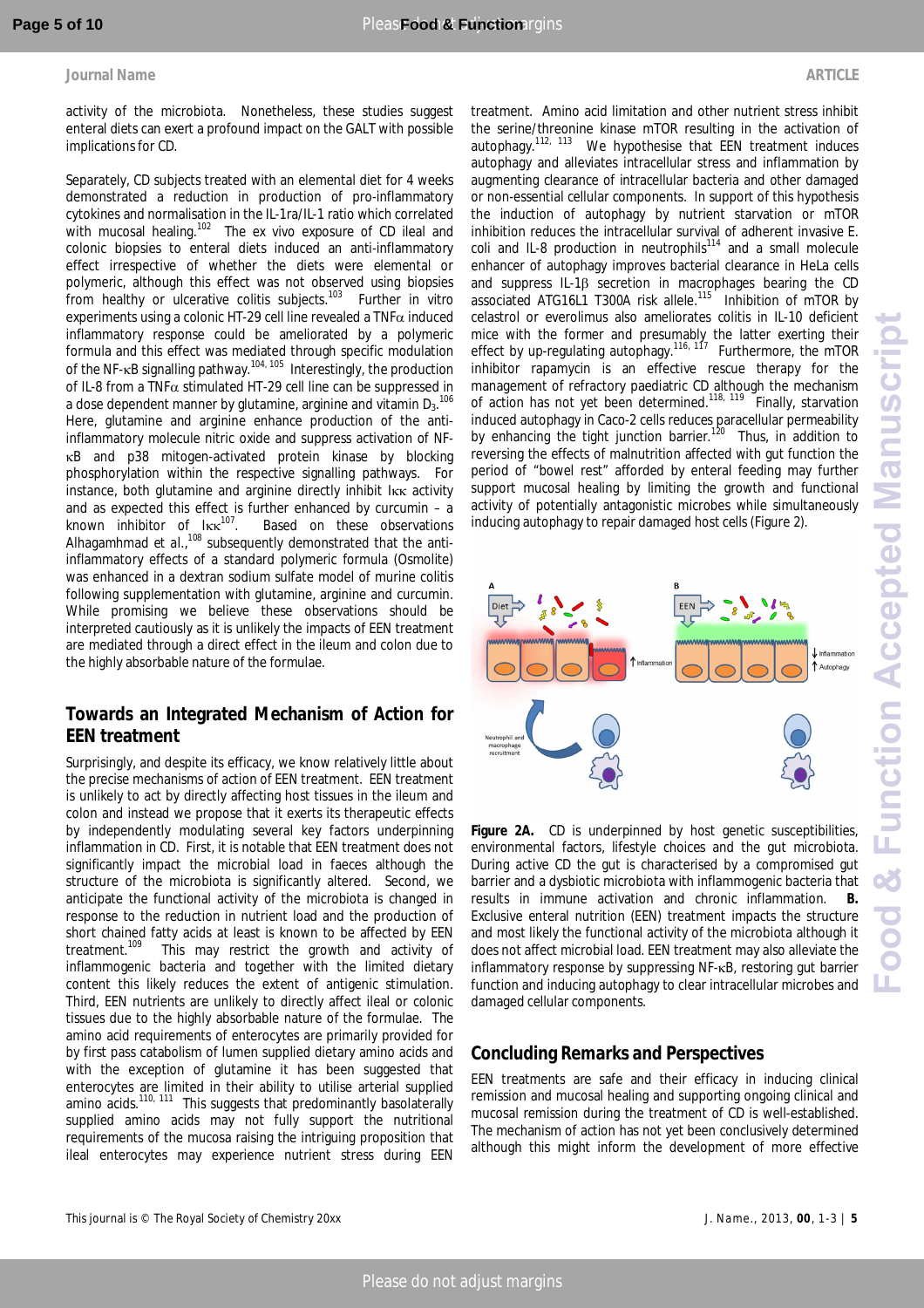activity of the microbiota. Nonetheless, these studies suggest enteral diets can exert a profound impact on the GALT with possible implications for CD.

Separately, CD subjects treated with an elemental diet for 4 weeks demonstrated a reduction in production of pro-inflammatory cytokines and normalisation in the IL-1ra/IL-1 ratio which correlated with mucosal healing.[102] The ex vivo exposure of CD ileal and colonic biopsies to enteral diets induced an anti-inflammatory effect irrespective of whether the diets were elemental or polymeric, although this effect was not observed using biopsies from healthy or ulcerative colitis subjects.[103] Further in vitro experiments using a colonic HT-29 cell line revealed a TNFα induced inflammatory response could be ameliorated by a polymeric formula and this effect was mediated through specific modulation of the NF-κB signalling pathway.[104, 105] Interestingly, the production of IL-8 from a TNFα stimulated HT-29 cell line can be suppressed in a dose dependent manner by glutamine, arginine and vitamin $D_3$.[106] Here, glutamine and arginine enhance production of the anti-inflammatory molecule nitric oxide and suppress activation of NF-κB and p38 mitogen-activated protein kinase by blocking phosphorylation within the respective signalling pathways. For instance, both glutamine and arginine directly inhibit Iκκ activity and as expected this effect is further enhanced by curcumin – a known inhibitor of Iκκ[107]. Based on these observations Alhagamhmad et al.,[108] subsequently demonstrated that the anti-inflammatory effects of a standard polymeric formula (Osmolite) was enhanced in a dextran sodium sulfate model of murine colitis following supplementation with glutamine, arginine and curcumin. While promising we believe these observations should be interpreted cautiously as it is unlikely the impacts of EEN treatment are mediated through a direct effect in the ileum and colon due to the highly absorbable nature of the formulae.

## Towards an Integrated Mechanism of Action for EEN treatment

Surprisingly, and despite its efficacy, we know relatively little about the precise mechanisms of action of EEN treatment. EEN treatment is unlikely to act by directly affecting host tissues in the ileum and colon and instead we propose that it exerts its therapeutic effects by independently modulating several key factors underpinning inflammation in CD. First, it is notable that EEN treatment does not significantly impact the microbial load in faeces although the structure of the microbiota is significantly altered. Second, we anticipate the functional activity of the microbiota is changed in response to the reduction in nutrient load and the production of short chained fatty acids at least is known to be affected by EEN treatment.[109] This may restrict the growth and activity of inflammogenic bacteria and together with the limited dietary content this likely reduces the extent of antigenic stimulation. Third, EEN nutrients are unlikely to directly affect ileal or colonic tissues due to the highly absorbable nature of the formulae. The amino acid requirements of enterocytes are primarily provided for by first pass catabolism of lumen supplied dietary amino acids and with the exception of glutamine it has been suggested that enterocytes are limited in their ability to utilise arterial supplied amino acids.[110, 111] This suggests that predominantly basolaterally supplied amino acids may not fully support the nutritional requirements of the mucosa raising the intriguing proposition that ileal enterocytes may experience nutrient stress during EEN treatment. Amino acid limitation and other nutrient stress inhibit the serine/threonine kinase mTOR resulting in the activation of autophagy.[112, 113] We hypothesise that EEN treatment induces autophagy and alleviates intracellular stress and inflammation by augmenting clearance of intracellular bacteria and other damaged or non-essential cellular components. In support of this hypothesis the induction of autophagy by nutrient starvation or mTOR inhibition reduces the intracellular survival of adherent invasive E. coli and IL-8 production in neutrophils[114] and a small molecule enhancer of autophagy improves bacterial clearance in HeLa cells and suppress IL-1β secretion in macrophages bearing the CD associated ATG16L1 T300A risk allele.[115] Inhibition of mTOR by celastrol or everolimus also ameliorates colitis in IL-10 deficient mice with the former and presumably the latter exerting their effect by up-regulating autophagy.[116, 117] Furthermore, the mTOR inhibitor rapamycin is an effective rescue therapy for the management of refractory paediatric CD although the mechanism of action has not yet been determined.[118, 119] Finally, starvation induced autophagy in Caco-2 cells reduces paracellular permeability by enhancing the tight junction barrier.[120] Thus, in addition to reversing the effects of malnutrition affected with gut function the period of "bowel rest" afforded by enteral feeding may further support mucosal healing by limiting the growth and functional activity of potentially antagonistic microbes while simultaneously inducing autophagy to repair damaged host cells (Figure 2).

A
Diet
Inflammation
Neutrophil and macrophage recruitment

B
EEN
Inflammation
Autophagy

**Figure 2A.** CD is underpinned by host genetic susceptibilities, environmental factors, lifestyle choices and the gut microbiota. During active CD the gut is characterised by a compromised gut barrier and a dysbiotic microbiota with inflammogenic bacteria that results in immune activation and chronic inflammation. **B.** Exclusive enteral nutrition (EEN) treatment impacts the structure and most likely the functional activity of the microbiota although it does not affect microbial load. EEN treatment may also alleviate the inflammatory response by suppressing NF-κB, restoring gut barrier function and inducing autophagy to clear intracellular microbes and damaged cellular components.

## Concluding Remarks and Perspectives

EEN treatments are safe and their efficacy in inducing clinical remission and mucosal healing and supporting ongoing clinical and mucosal remission during the treatment of CD is well-established. The mechanism of action has not yet been conclusively determined although this might inform the development of more effective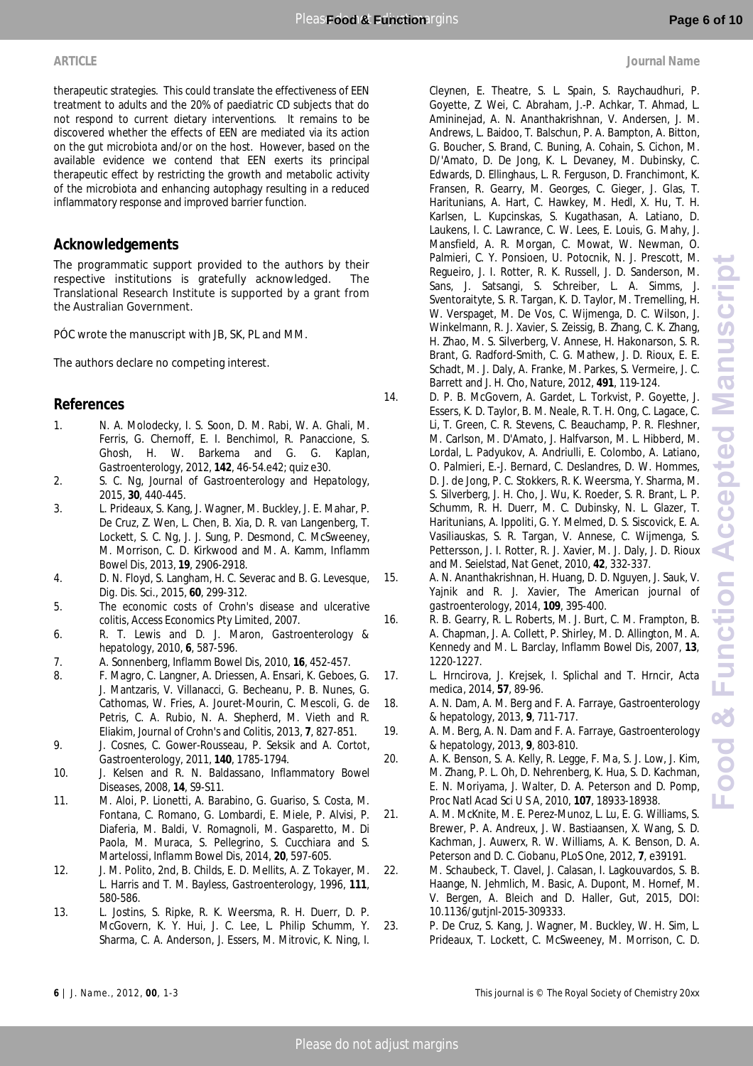therapeutic strategies. This could translate the effectiveness of EEN treatment to adults and the 20% of paediatric CD subjects that do not respond to current dietary interventions. It remains to be discovered whether the effects of EEN are mediated via its action on the gut microbiota and/or on the host. However, based on the available evidence we contend that EEN exerts its principal therapeutic effect by restricting the growth and metabolic activity of the microbiota and enhancing autophagy resulting in a reduced inflammatory response and improved barrier function.

## Acknowledgements

The programmatic support provided to the authors by their respective institutions is gratefully acknowledged. The Translational Research Institute is supported by a grant from the Australian Government.

PÓC wrote the manuscript with JB, SK, PL and MM.

The authors declare no competing interest.

## References

1. N. A. Molodecky, I. S. Soon, D. M. Rabi, W. A. Ghali, M. Ferris, G. Chernoff, E. I. Benchimol, R. Panaccione, S. Ghosh, H. W. Barkema and G. G. Kaplan, Gastroenterology, 2012, **142**, 46-54.e42; quiz e30.
2. S. C. Ng, Journal of Gastroenterology and Hepatology, 2015, **30**, 440-445.
3. L. Prideaux, S. Kang, J. Wagner, M. Buckley, J. E. Mahar, P. De Cruz, Z. Wen, L. Chen, B. Xia, D. R. van Langenberg, T. Lockett, S. C. Ng, J. J. Sung, P. Desmond, C. McSweeney, M. Morrison, C. D. Kirkwood and M. A. Kamm, Inflamm Bowel Dis, 2013, **19**, 2906-2918.
4. D. N. Floyd, S. Langham, H. C. Severac and B. G. Levesque, Dig. Dis. Sci., 2015, **60**, 299-312.
5. The economic costs of Crohn's disease and ulcerative colitis, Access Economics Pty Limited, 2007.
6. R. T. Lewis and D. J. Maron, Gastroenterology & hepatology, 2010, **6**, 587-596.
7. A. Sonnenberg, Inflamm Bowel Dis, 2010, **16**, 452-457.
8. F. Magro, C. Langner, A. Driessen, A. Ensari, K. Geboes, G. J. Mantzaris, V. Villanacci, G. Becheanu, P. B. Nunes, G. Cathomas, W. Fries, A. Jouret-Mourin, C. Mescoli, G. de Petris, C. A. Rubio, N. A. Shepherd, M. Vieth and R. Eliakim, Journal of Crohn's and Colitis, 2013, **7**, 827-851.
9. J. Cosnes, C. Gower-Rousseau, P. Seksik and A. Cortot, Gastroenterology, 2011, **140**, 1785-1794.
10. J. Kelsen and R. N. Baldassano, Inflammatory Bowel Diseases, 2008, **14**, S9-S11.
11. M. Aloi, P. Lionetti, A. Barabino, G. Guariso, S. Costa, M. Fontana, C. Romano, G. Lombardi, E. Miele, P. Alvisi, P. Diaferia, M. Baldi, V. Romagnoli, M. Gasparetto, M. Di Paola, M. Muraca, S. Pellegrino, S. Cucchiara and S. Martelossi, Inflamm Bowel Dis, 2014, **20**, 597-605.
12. J. M. Polito, 2nd, B. Childs, E. D. Mellits, A. Z. Tokayer, M. L. Harris and T. M. Bayless, Gastroenterology, 1996, **111**, 580-586.
13. L. Jostins, S. Ripke, R. K. Weersma, R. H. Duerr, D. P. McGovern, K. Y. Hui, J. C. Lee, L. Philip Schumm, Y. Sharma, C. A. Anderson, J. Essers, M. Mitrovic, K. Ning, I. Cleynen, E. Theatre, S. L. Spain, S. Raychaudhuri, P. Goyette, Z. Wei, C. Abraham, J.-P. Achkar, T. Ahmad, L. Amininejad, A. N. Ananthakrishnan, V. Andersen, J. M. Andrews, L. Baidoo, T. Balschun, P. A. Bampton, A. Bitton, G. Boucher, S. Brand, C. Buning, A. Cohain, S. Cichon, M. D/'Amato, D. De Jong, K. L. Devaney, M. Dubinsky, C. Edwards, D. Ellinghaus, L. R. Ferguson, D. Franchimont, K. Fransen, R. Gearry, M. Georges, C. Gieger, J. Glas, T. Haritunians, A. Hart, C. Hawkey, M. Hedl, X. Hu, T. H. Karlsen, L. Kupcinskas, S. Kugathasan, A. Latiano, D. Laukens, I. C. Lawrance, C. W. Lees, E. Louis, G. Mahy, J. Mansfield, A. R. Morgan, C. Mowat, W. Newman, O. Palmieri, C. Y. Ponsioen, U. Potocnik, N. J. Prescott, M. Regueiro, J. I. Rotter, R. K. Russell, J. D. Sanderson, M. Sans, J. Satsangi, S. Schreiber, L. A. Simms, J. Sventoraityte, S. R. Targan, K. D. Taylor, M. Tremelling, H. W. Verspaget, M. De Vos, C. Wijmenga, D. C. Wilson, J. Winkelmann, R. J. Xavier, S. Zeissig, B. Zhang, C. K. Zhang, H. Zhao, M. S. Silverberg, V. Annese, H. Hakonarson, S. R. Brant, G. Radford-Smith, C. G. Mathew, J. D. Rioux, E. E. Schadt, M. J. Daly, A. Franke, M. Parkes, S. Vermeire, J. C. Barrett and J. H. Cho, Nature, 2012, **491**, 119-124.
14. D. P. B. McGovern, A. Gardet, L. Torkvist, P. Goyette, J. Essers, K. D. Taylor, B. M. Neale, R. T. H. Ong, C. Lagace, C. Li, T. Green, C. R. Stevens, C. Beauchamp, P. R. Fleshner, M. Carlson, M. D'Amato, J. Halfvarson, M. L. Hibberd, M. Lordal, L. Padyukov, A. Andriulli, E. Colombo, A. Latiano, O. Palmieri, E.-J. Bernard, C. Deslandres, D. W. Hommes, D. J. de Jong, P. C. Stokkers, R. K. Weersma, Y. Sharma, M. S. Silverberg, J. H. Cho, J. Wu, K. Roeder, S. R. Brant, L. P. Schumm, R. H. Duerr, M. C. Dubinsky, N. L. Glazer, T. Haritunians, A. Ippoliti, G. Y. Melmed, D. S. Siscovick, E. A. Vasiliauskas, S. R. Targan, V. Annese, C. Wijmenga, S. Pettersson, J. I. Rotter, R. J. Xavier, M. J. Daly, J. D. Rioux and M. Seielstad, Nat Genet, 2010, **42**, 332-337.
15. A. N. Ananthakrishnan, H. Huang, D. D. Nguyen, J. Sauk, V. Yajnik and R. J. Xavier, The American journal of gastroenterology, 2014, **109**, 395-400.
16. R. B. Gearry, R. L. Roberts, M. J. Burt, C. M. Frampton, B. A. Chapman, J. A. Collett, P. Shirley, M. D. Allington, M. A. Kennedy and M. L. Barclay, Inflamm Bowel Dis, 2007, **13**, 1220-1227.
17. L. Hrncirova, J. Krejsek, I. Splichal and T. Hrncir, Acta medica, 2014, **57**, 89-96.
18. A. N. Dam, A. M. Berg and F. A. Farraye, Gastroenterology & hepatology, 2013, **9**, 711-717.
19. A. M. Berg, A. N. Dam and F. A. Farraye, Gastroenterology & hepatology, 2013, **9**, 803-810.
20. A. K. Benson, S. A. Kelly, R. Legge, F. Ma, S. J. Low, J. Kim, M. Zhang, P. L. Oh, D. Nehrenberg, K. Hua, S. D. Kachman, E. N. Moriyama, J. Walter, D. A. Peterson and D. Pomp, Proc Natl Acad Sci U S A, 2010, **107**, 18933-18938.
21. A. M. McKnite, M. E. Perez-Munoz, L. Lu, E. G. Williams, S. Brewer, P. A. Andreux, J. W. Bastiaansen, X. Wang, S. D. Kachman, J. Auwerx, R. W. Williams, A. K. Benson, D. A. Peterson and D. C. Ciobanu, PLoS One, 2012, **7**, e39191.
22. M. Schaubeck, T. Clavel, J. Calasan, I. Lagkouvardos, S. B. Haange, N. Jehmlich, M. Basic, A. Dupont, M. Hornef, M. V. Bergen, A. Bleich and D. Haller, Gut, 2015, DOI: 10.1136/gutjnl-2015-309333.
23. P. De Cruz, S. Kang, J. Wagner, M. Buckley, W. H. Sim, L. Prideaux, T. Lockett, C. McSweeney, M. Morrison, C. D.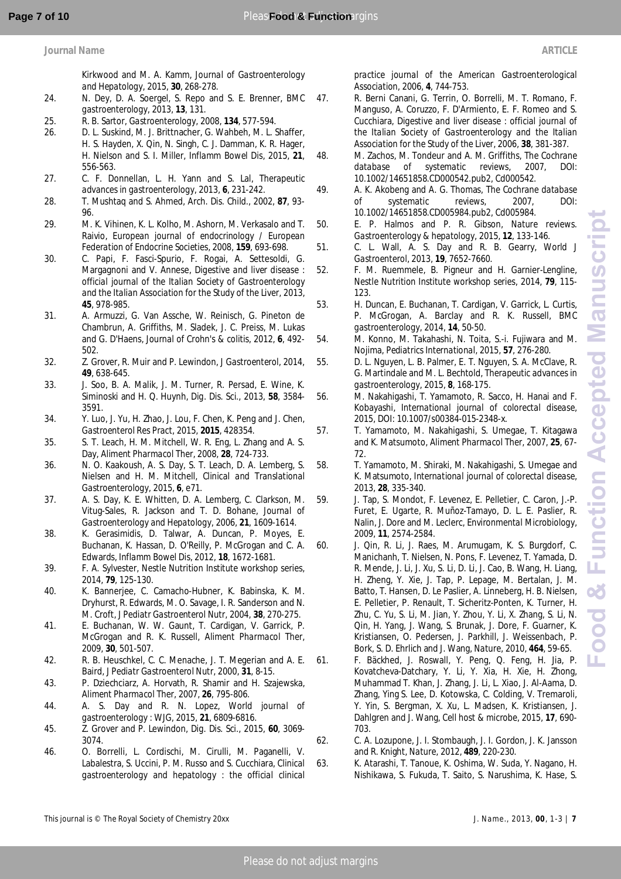Kirkwood and M. A. Kamm, *Journal of Gastroenterology and Hepatology*, 2015, **30**, 268-278.

24. N. Dey, D. A. Soergel, S. Repo and S. E. Brenner, *BMC gastroenterology*, 2013, **13**, 131.
25. R. B. Sartor, *Gastroenterology*, 2008, **134**, 577-594.
26. D. L. Suskind, M. J. Brittnacher, G. Wahbeh, M. L. Shaffer, H. S. Hayden, X. Qin, N. Singh, C. J. Damman, K. R. Hager, H. Nielson and S. I. Miller, *Inflamm Bowel Dis*, 2015, **21**, 556-563.
27. C. F. Donnellan, L. H. Yann and S. Lal, *Therapeutic advances in gastroenterology*, 2013, **6**, 231-242.
28. T. Mushtaq and S. Ahmed, *Arch. Dis. Child.*, 2002, **87**, 93-96.
29. M. K. Vihinen, K. L. Kolho, M. Ashorn, M. Verkasalo and T. Raivio, *European journal of endocrinology / European Federation of Endocrine Societies*, 2008, **159**, 693-698.
30. C. Papi, F. Fasci-Spurio, F. Rogai, A. Settesoldi, G. Margagnoni and V. Annese, *Digestive and liver disease : official journal of the Italian Society of Gastroenterology and the Italian Association for the Study of the Liver*, 2013, **45**, 978-985.
31. A. Armuzzi, G. Van Assche, W. Reinisch, G. Pineton de Chambrun, A. Griffiths, M. Sladek, J. C. Preiss, M. Lukas and G. D'Haens, *Journal of Crohn's & colitis*, 2012, **6**, 492-502.
32. Z. Grover, R. Muir and P. Lewindon, *J Gastroenterol*, 2014, **49**, 638-645.
33. J. Soo, B. A. Malik, J. M. Turner, R. Persad, E. Wine, K. Siminoski and H. Q. Huynh, *Dig. Dis. Sci.*, 2013, **58**, 3584-3591.
34. Y. Luo, J. Yu, H. Zhao, J. Lou, F. Chen, K. Peng and J. Chen, *Gastroenterol Res Pract*, 2015, **2015**, 428354.
35. S. T. Leach, H. M. Mitchell, W. R. Eng, L. Zhang and A. S. Day, *Aliment Pharmacol Ther*, 2008, **28**, 724-733.
36. N. O. Kaakoush, A. S. Day, S. T. Leach, D. A. Lemberg, S. Nielsen and H. M. Mitchell, *Clinical and Translational Gastroenterology*, 2015, **6**, e71.
37. A. S. Day, K. E. Whitten, D. A. Lemberg, C. Clarkson, M. Vitug-Sales, R. Jackson and T. D. Bohane, *Journal of Gastroenterology and Hepatology*, 2006, **21**, 1609-1614.
38. K. Gerasimidis, D. Talwar, A. Duncan, P. Moyes, E. Buchanan, K. Hassan, D. O'Reilly, P. McGrogan and C. A. Edwards, *Inflamm Bowel Dis*, 2012, **18**, 1672-1681.
39. F. A. Sylvester, *Nestle Nutrition Institute workshop series*, 2014, **79**, 125-130.
40. K. Bannerjee, C. Camacho-Hubner, K. Babinska, K. M. Dryhurst, R. Edwards, M. O. Savage, I. R. Sanderson and N. M. Croft, *J Pediatr Gastroenterol Nutr*, 2004, **38**, 270-275.
41. E. Buchanan, W. W. Gaunt, T. Cardigan, V. Garrick, P. McGrogan and R. K. Russell, *Aliment Pharmacol Ther*, 2009, **30**, 501-507.
42. R. B. Heuschkel, C. C. Menache, J. T. Megerian and A. E. Baird, *J Pediatr Gastroenterol Nutr*, 2000, **31**, 8-15.
43. P. Dziechciarz, A. Horvath, R. Shamir and H. Szajewska, *Aliment Pharmacol Ther*, 2007, **26**, 795-806.
44. A. S. Day and R. N. Lopez, *World journal of gastroenterology : WJG*, 2015, **21**, 6809-6816.
45. Z. Grover and P. Lewindon, *Dig. Dis. Sci.*, 2015, **60**, 3069-3074.
46. O. Borrelli, L. Cordischi, M. Cirulli, M. Paganelli, V. Labalestra, S. Uccini, P. M. Russo and S. Cucchiara, *Clinical gastroenterology and hepatology : the official clinical practice journal of the American Gastroenterological Association*, 2006, **4**, 744-753.
47. R. Berni Canani, G. Terrin, O. Borrelli, M. T. Romano, F. Manguso, A. Coruzzo, F. D'Armiento, E. F. Romeo and S. Cucchiara, *Digestive and liver disease : official journal of the Italian Society of Gastroenterology and the Italian Association for the Study of the Liver*, 2006, **38**, 381-387.
48. M. Zachos, M. Tondeur and A. M. Griffiths, *The Cochrane database of systematic reviews*, 2007, DOI: 10.1002/14651858.CD000542.pub2, Cd000542.
49. A. K. Akobeng and A. G. Thomas, *The Cochrane database of systematic reviews*, 2007, DOI: 10.1002/14651858.CD005984.pub2, Cd005984.
50. E. P. Halmos and P. R. Gibson, *Nature reviews. Gastroenterology & hepatology*, 2015, **12**, 133-146.
51. C. L. Wall, A. S. Day and R. B. Gearry, *World J Gastroenterol*, 2013, **19**, 7652-7660.
52. F. M. Ruemmele, B. Pigneur and H. Garnier-Lengline, *Nestle Nutrition Institute workshop series*, 2014, **79**, 115-123.
53. H. Duncan, E. Buchanan, T. Cardigan, V. Garrick, L. Curtis, P. McGrogan, A. Barclay and R. K. Russell, *BMC gastroenterology*, 2014, **14**, 50-50.
54. M. Konno, M. Takahashi, N. Toita, S.-i. Fujiwara and M. Nojima, *Pediatrics International*, 2015, **57**, 276-280.
55. D. L. Nguyen, L. B. Palmer, E. T. Nguyen, S. A. McClave, R. G. Martindale and M. L. Bechtold, *Therapeutic advances in gastroenterology*, 2015, **8**, 168-175.
56. M. Nakahigashi, T. Yamamoto, R. Sacco, H. Hanai and F. Kobayashi, *International journal of colorectal disease*, 2015, DOI: 10.1007/s00384-015-2348-x.
57. T. Yamamoto, M. Nakahigashi, S. Umegae, T. Kitagawa and K. Matsumoto, *Aliment Pharmacol Ther*, 2007, **25**, 67-72.
58. T. Yamamoto, M. Shiraki, M. Nakahigashi, S. Umegae and K. Matsumoto, *International journal of colorectal disease*, 2013, **28**, 335-340.
59. J. Tap, S. Mondot, F. Levenez, E. Pelletier, C. Caron, J.-P. Furet, E. Ugarte, R. Muñoz-Tamayo, D. L. E. Paslier, R. Nalin, J. Dore and M. Leclerc, *Environmental Microbiology*, 2009, **11**, 2574-2584.
60. J. Qin, R. Li, J. Raes, M. Arumugam, K. S. Burgdorf, C. Manichanh, T. Nielsen, N. Pons, F. Levenez, T. Yamada, D. R. Mende, J. Li, J. Xu, S. Li, D. Li, J. Cao, B. Wang, H. Liang, H. Zheng, Y. Xie, J. Tap, P. Lepage, M. Bertalan, J. M. Batto, T. Hansen, D. Le Paslier, A. Linneberg, H. B. Nielsen, E. Pelletier, P. Renault, T. Sicheritz-Ponten, K. Turner, H. Zhu, C. Yu, S. Li, M. Jian, Y. Zhou, Y. Li, X. Zhang, S. Li, N. Qin, H. Yang, J. Wang, S. Brunak, J. Dore, F. Guarner, K. Kristiansen, O. Pedersen, J. Parkhill, J. Weissenbach, P. Bork, S. D. Ehrlich and J. Wang, *Nature*, 2010, **464**, 59-65.
61. F. Bäckhed, J. Roswall, Y. Peng, Q. Feng, H. Jia, P. Kovatcheva-Datchary, Y. Li, Y. Xia, H. Xie, H. Zhong, Muhammad T. Khan, J. Zhang, J. Li, L. Xiao, J. Al-Aama, D. Zhang, Ying S. Lee, D. Kotowska, C. Colding, V. Tremaroli, Y. Yin, S. Bergman, X. Xu, L. Madsen, K. Kristiansen, J. Dahlgren and J. Wang, *Cell host & microbe*, 2015, **17**, 690-703.
62. C. A. Lozupone, J. I. Stombaugh, J. I. Gordon, J. K. Jansson and R. Knight, *Nature*, 2012, **489**, 220-230.
63. K. Atarashi, T. Tanoue, K. Oshima, W. Suda, Y. Nagano, H. Nishikawa, S. Fukuda, T. Saito, S. Narushima, K. Hase, S.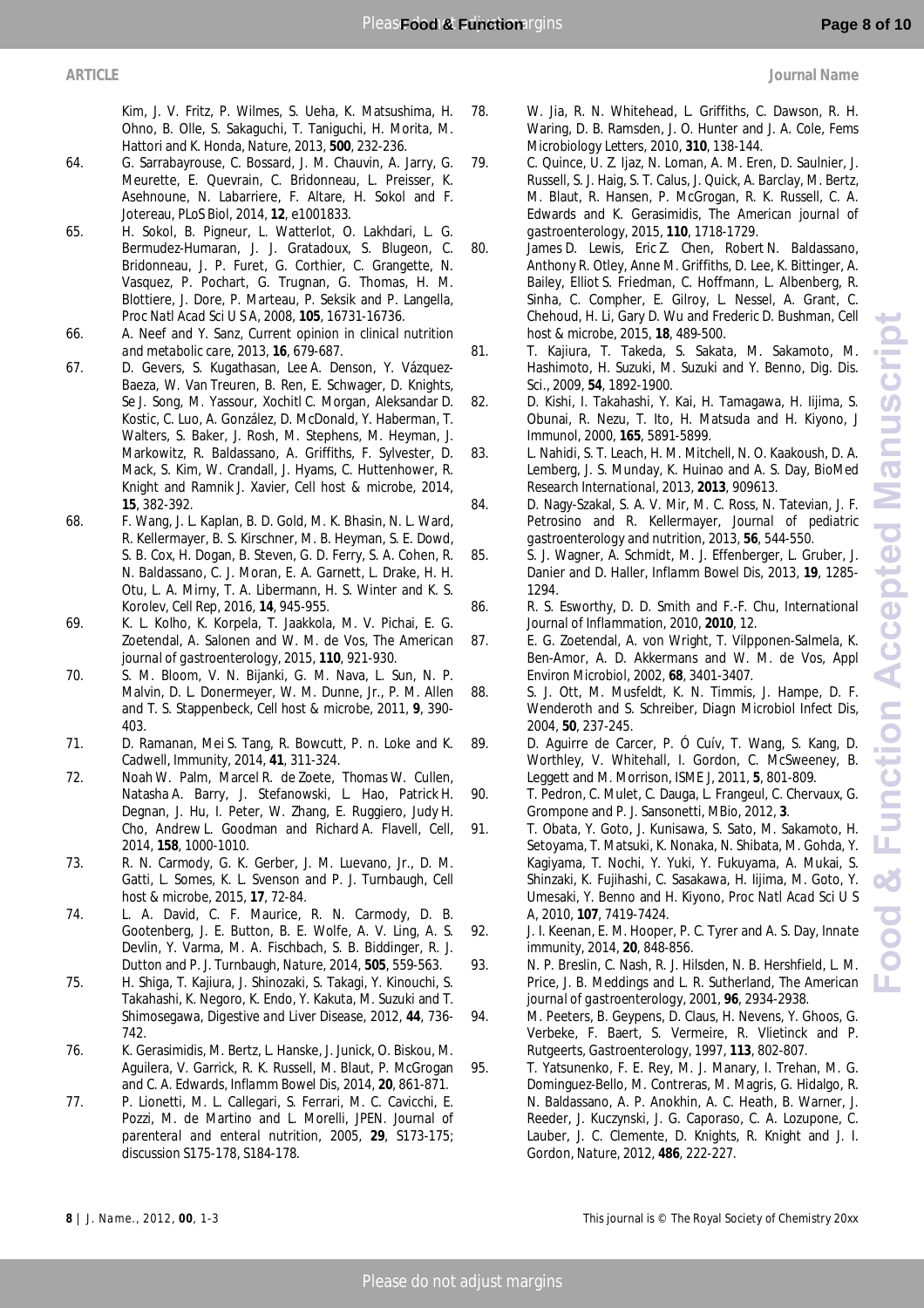Kim, J. V. Fritz, P. Wilmes, S. Ueha, K. Matsushima, H. Ohno, B. Olle, S. Sakaguchi, T. Taniguchi, H. Morita, M. Hattori and K. Honda, *Nature*, 2013, **500**, 232-236.

64. G. Sarrabayrouse, C. Bossard, J. M. Chauvin, A. Jarry, G. Meurette, E. Quevrain, C. Bridonneau, L. Preisser, K. Asehnoune, N. Labarriere, F. Altare, H. Sokol and F. Jotereau, *PLoS Biol*, 2014, **12**, e1001833.
65. H. Sokol, B. Pigneur, L. Watterlot, O. Lakhdari, L. G. Bermudez-Humaran, J. J. Gratadoux, S. Blugeon, C. Bridonneau, J. P. Furet, G. Corthier, C. Grangette, N. Vasquez, P. Pochart, G. Trugnan, G. Thomas, H. M. Blottiere, J. Dore, P. Marteau, P. Seksik and P. Langella, *Proc Natl Acad Sci U S A*, 2008, **105**, 16731-16736.
66. A. Neef and Y. Sanz, *Current opinion in clinical nutrition and metabolic care*, 2013, **16**, 679-687.
67. D. Gevers, S. Kugathasan, Lee A. Denson, Y. Vázquez-Baeza, W. Van Treuren, B. Ren, E. Schwager, D. Knights, Se J. Song, M. Yassour, Xochitl C. Morgan, Aleksandar D. Kostic, C. Luo, A. González, D. McDonald, Y. Haberman, T. Walters, S. Baker, J. Rosh, M. Stephens, M. Heyman, J. Markowitz, R. Baldassano, A. Griffiths, F. Sylvester, D. Mack, S. Kim, W. Crandall, J. Hyams, C. Huttenhower, R. Knight and Ramnik J. Xavier, *Cell host & microbe*, 2014, **15**, 382-392.
68. F. Wang, J. L. Kaplan, B. D. Gold, M. K. Bhasin, N. L. Ward, R. Kellermayer, B. S. Kirschner, M. B. Heyman, S. E. Dowd, S. B. Cox, H. Dogan, B. Steven, G. D. Ferry, S. A. Cohen, R. N. Baldassano, C. J. Moran, E. A. Garnett, L. Drake, H. H. Otu, L. A. Mirny, T. A. Libermann, H. S. Winter and K. S. Korolev, *Cell Rep*, 2016, **14**, 945-955.
69. K. L. Kolho, K. Korpela, T. Jaakkola, M. V. Pichai, E. G. Zoetendal, A. Salonen and W. M. de Vos, *The American journal of gastroenterology*, 2015, **110**, 921-930.
70. S. M. Bloom, V. N. Bijanki, G. M. Nava, L. Sun, N. P. Malvin, D. L. Donermeyer, W. M. Dunne, Jr., P. M. Allen and T. S. Stappenbeck, *Cell host & microbe*, 2011, **9**, 390-403.
71. D. Ramanan, Mei S. Tang, R. Bowcutt, P. n. Loke and K. Cadwell, *Immunity*, 2014, **41**, 311-324.
72. Noah W. Palm, Marcel R. de Zoete, Thomas W. Cullen, Natasha A. Barry, J. Stefanowski, L. Hao, Patrick H. Degnan, J. Hu, I. Peter, W. Zhang, E. Ruggiero, Judy H. Cho, Andrew L. Goodman and Richard A. Flavell, *Cell*, 2014, **158**, 1000-1010.
73. R. N. Carmody, G. K. Gerber, J. M. Luevano, Jr., D. M. Gatti, L. Somes, K. L. Svenson and P. J. Turnbaugh, *Cell host & microbe*, 2015, **17**, 72-84.
74. L. A. David, C. F. Maurice, R. N. Carmody, D. B. Gootenberg, J. E. Button, B. E. Wolfe, A. V. Ling, A. S. Devlin, Y. Varma, M. A. Fischbach, S. B. Biddinger, R. J. Dutton and P. J. Turnbaugh, *Nature*, 2014, **505**, 559-563.
75. H. Shiga, T. Kajiura, J. Shinozaki, S. Takagi, Y. Kinouchi, S. Takahashi, K. Negoro, K. Endo, Y. Kakuta, M. Suzuki and T. Shimosegawa, *Digestive and Liver Disease*, 2012, **44**, 736-742.
76. K. Gerasimidis, M. Bertz, L. Hanske, J. Junick, O. Biskou, M. Aguilera, V. Garrick, R. K. Russell, M. Blaut, P. McGrogan and C. A. Edwards, *Inflamm Bowel Dis*, 2014, **20**, 861-871.
77. P. Lionetti, M. L. Callegari, S. Ferrari, M. C. Cavicchi, E. Pozzi, M. de Martino and L. Morelli, *JPEN. Journal of parenteral and enteral nutrition*, 2005, **29**, S173-175; discussion S175-178, S184-178.
78. W. Jia, R. N. Whitehead, L. Griffiths, C. Dawson, R. H. Waring, D. B. Ramsden, J. O. Hunter and J. A. Cole, *Fems Microbiology Letters*, 2010, **310**, 138-144.
79. C. Quince, U. Z. Ijaz, N. Loman, A. M. Eren, D. Saulnier, J. Russell, S. J. Haig, S. T. Calus, J. Quick, A. Barclay, M. Bertz, M. Blaut, R. Hansen, P. McGrogan, R. K. Russell, C. A. Edwards and K. Gerasimidis, *The American journal of gastroenterology*, 2015, **110**, 1718-1729.
80. James D. Lewis, Eric Z. Chen, Robert N. Baldassano, Anthony R. Otley, Anne M. Griffiths, D. Lee, K. Bittinger, A. Bailey, Elliot S. Friedman, C. Hoffmann, L. Albenberg, R. Sinha, C. Compher, E. Gilroy, L. Nessel, A. Grant, C. Chehoud, H. Li, Gary D. Wu and Frederic D. Bushman, *Cell host & microbe*, 2015, **18**, 489-500.
81. T. Kajiura, T. Takeda, S. Sakata, M. Sakamoto, M. Hashimoto, H. Suzuki, M. Suzuki and Y. Benno, *Dig. Dis. Sci.*, 2009, **54**, 1892-1900.
82. D. Kishi, I. Takahashi, Y. Kai, H. Tamagawa, H. Iijima, S. Obunai, R. Nezu, T. Ito, H. Matsuda and H. Kiyono, *J Immunol*, 2000, **165**, 5891-5899.
83. L. Nahidi, S. T. Leach, H. M. Mitchell, N. O. Kaakoush, D. A. Lemberg, J. S. Munday, K. Huinao and A. S. Day, *BioMed Research International*, 2013, **2013**, 909613.
84. D. Nagy-Szakal, S. A. V. Mir, M. C. Ross, N. Tatevian, J. F. Petrosino and R. Kellermayer, *Journal of pediatric gastroenterology and nutrition*, 2013, **56**, 544-550.
85. S. J. Wagner, A. Schmidt, M. J. Effenberger, L. Gruber, J. Danier and D. Haller, *Inflamm Bowel Dis*, 2013, **19**, 1285-1294.
86. R. S. Esworthy, D. D. Smith and F.-F. Chu, *International Journal of Inflammation*, 2010, **2010**, 12.
87. E. G. Zoetendal, A. von Wright, T. Vilpponen-Salmela, K. Ben-Amor, A. D. Akkermans and W. M. de Vos, *Appl Environ Microbiol*, 2002, **68**, 3401-3407.
88. S. J. Ott, M. Musfeldt, K. N. Timmis, J. Hampe, D. F. Wenderoth and S. Schreiber, *Diagn Microbiol Infect Dis*, 2004, **50**, 237-245.
89. D. Aguirre de Carcer, P. Ó Cuív, T. Wang, S. Kang, D. Worthley, V. Whitehall, I. Gordon, C. McSweeney, B. Leggett and M. Morrison, *ISME J*, 2011, **5**, 801-809.
90. T. Pedron, C. Mulet, C. Dauga, L. Frangeul, C. Chervaux, G. Grompone and P. J. Sansonetti, *MBio*, 2012, **3**.
91. T. Obata, Y. Goto, J. Kunisawa, S. Sato, M. Sakamoto, H. Setoyama, T. Matsuki, K. Nonaka, N. Shibata, M. Gohda, Y. Kagiyama, T. Nochi, Y. Yuki, Y. Fukuyama, A. Mukai, S. Shinzaki, K. Fujihashi, C. Sasakawa, H. Iijima, M. Goto, Y. Umesaki, Y. Benno and H. Kiyono, *Proc Natl Acad Sci U S A*, 2010, **107**, 7419-7424.
92. J. I. Keenan, E. M. Hooper, P. C. Tyrer and A. S. Day, *Innate immunity*, 2014, **20**, 848-856.
93. N. P. Breslin, C. Nash, R. J. Hilsden, N. B. Hershfield, L. M. Price, J. B. Meddings and L. R. Sutherland, *The American journal of gastroenterology*, 2001, **96**, 2934-2938.
94. M. Peeters, B. Geypens, D. Claus, H. Nevens, Y. Ghoos, G. Verbeke, F. Baert, S. Vermeire, R. Vlietinck and P. Rutgeerts, *Gastroenterology*, 1997, **113**, 802-807.
95. T. Yatsunenko, F. E. Rey, M. J. Manary, I. Trehan, M. G. Dominguez-Bello, M. Contreras, M. Magris, G. Hidalgo, R. N. Baldassano, A. P. Anokhin, A. C. Heath, B. Warner, J. Reeder, J. Kuczynski, J. G. Caporaso, C. A. Lozupone, C. Lauber, J. C. Clemente, D. Knights, R. Knight and J. I. Gordon, *Nature*, 2012, **486**, 222-227.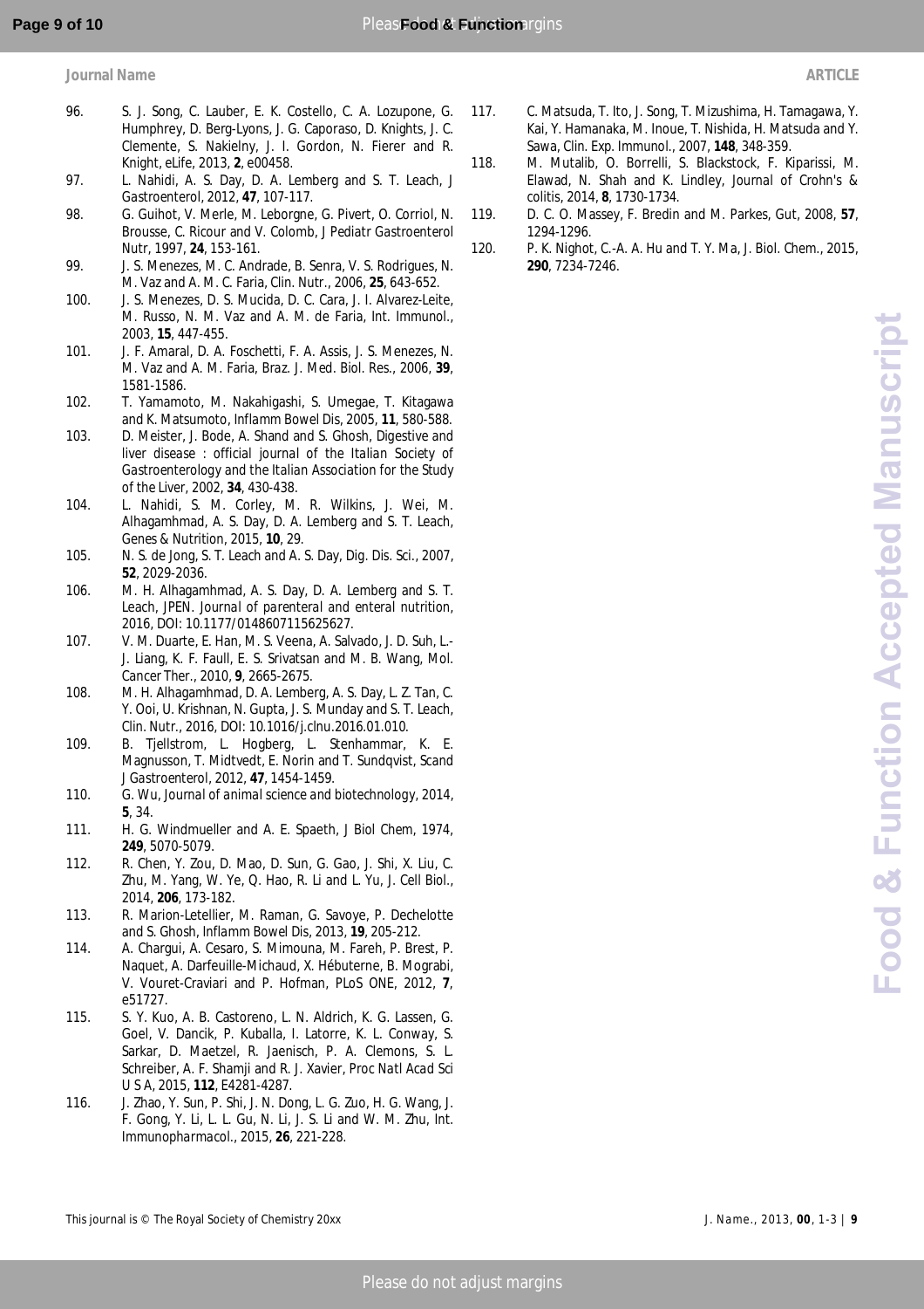96. S. J. Song, C. Lauber, E. K. Costello, C. A. Lozupone, G. Humphrey, D. Berg-Lyons, J. G. Caporaso, D. Knights, J. C. Clemente, S. Nakielny, J. I. Gordon, N. Fierer and R. Knight, eLife, 2013, **2**, e00458.
97. L. Nahidi, A. S. Day, D. A. Lemberg and S. T. Leach, J Gastroenterol, 2012, **47**, 107-117.
98. G. Guihot, V. Merle, M. Leborgne, G. Pivert, O. Corriol, N. Brousse, C. Ricour and V. Colomb, J Pediatr Gastroenterol Nutr, 1997, **24**, 153-161.
99. J. S. Menezes, M. C. Andrade, B. Senra, V. S. Rodrigues, N. M. Vaz and A. M. C. Faria, Clin. Nutr., 2006, **25**, 643-652.
100. J. S. Menezes, D. S. Mucida, D. C. Cara, J. I. Alvarez-Leite, M. Russo, N. M. Vaz and A. M. de Faria, Int. Immunol., 2003, **15**, 447-455.
101. J. F. Amaral, D. A. Foschetti, F. A. Assis, J. S. Menezes, N. M. Vaz and A. M. Faria, Braz. J. Med. Biol. Res., 2006, **39**, 1581-1586.
102. T. Yamamoto, M. Nakahigashi, S. Umegae, T. Kitagawa and K. Matsumoto, Inflamm Bowel Dis, 2005, **11**, 580-588.
103. D. Meister, J. Bode, A. Shand and S. Ghosh, Digestive and liver disease : official journal of the Italian Society of Gastroenterology and the Italian Association for the Study of the Liver, 2002, **34**, 430-438.
104. L. Nahidi, S. M. Corley, M. R. Wilkins, J. Wei, M. Alhagamhmad, A. S. Day, D. A. Lemberg and S. T. Leach, Genes & Nutrition, 2015, **10**, 29.
105. N. S. de Jong, S. T. Leach and A. S. Day, Dig. Dis. Sci., 2007, **52**, 2029-2036.
106. M. H. Alhagamhmad, A. S. Day, D. A. Lemberg and S. T. Leach, JPEN. Journal of parenteral and enteral nutrition, 2016, DOI: 10.1177/0148607115625627.
107. V. M. Duarte, E. Han, M. S. Veena, A. Salvado, J. D. Suh, L.-J. Liang, K. F. Faull, E. S. Srivatsan and M. B. Wang, Mol. Cancer Ther., 2010, **9**, 2665-2675.
108. M. H. Alhagamhmad, D. A. Lemberg, A. S. Day, L. Z. Tan, C. Y. Ooi, U. Krishnan, N. Gupta, J. S. Munday and S. T. Leach, Clin. Nutr., 2016, DOI: 10.1016/j.clnu.2016.01.010.
109. B. Tjellstrom, L. Hogberg, L. Stenhammar, K. E. Magnusson, T. Midtvedt, E. Norin and T. Sundqvist, Scand J Gastroenterol, 2012, **47**, 1454-1459.
110. G. Wu, Journal of animal science and biotechnology, 2014, **5**, 34.
111. H. G. Windmueller and A. E. Spaeth, J Biol Chem, 1974, **249**, 5070-5079.
112. R. Chen, Y. Zou, D. Mao, D. Sun, G. Gao, J. Shi, X. Liu, C. Zhu, M. Yang, W. Ye, Q. Hao, R. Li and L. Yu, J. Cell Biol., 2014, **206**, 173-182.
113. R. Marion-Letellier, M. Raman, G. Savoye, P. Dechelotte and S. Ghosh, Inflamm Bowel Dis, 2013, **19**, 205-212.
114. A. Chargui, A. Cesaro, S. Mimouna, M. Fareh, P. Brest, P. Naquet, A. Darfeuille-Michaud, X. Hébuterne, B. Mograbi, V. Vouret-Craviari and P. Hofman, PLoS ONE, 2012, **7**, e51727.
115. S. Y. Kuo, A. B. Castoreno, L. N. Aldrich, K. G. Lassen, G. Goel, V. Dancik, P. Kuballa, I. Latorre, K. L. Conway, S. Sarkar, D. Maetzel, R. Jaenisch, P. A. Clemons, S. L. Schreiber, A. F. Shamji and R. J. Xavier, Proc Natl Acad Sci U S A, 2015, **112**, E4281-4287.
116. J. Zhao, Y. Sun, P. Shi, J. N. Dong, L. G. Zuo, H. G. Wang, J. F. Gong, Y. Li, L. L. Gu, N. Li, J. S. Li and W. M. Zhu, Int. Immunopharmacol., 2015, **26**, 221-228.
117. C. Matsuda, T. Ito, J. Song, T. Mizushima, H. Tamagawa, Y. Kai, Y. Hamanaka, M. Inoue, T. Nishida, H. Matsuda and Y. Sawa, Clin. Exp. Immunol., 2007, **148**, 348-359.
118. M. Mutalib, O. Borrelli, S. Blackstock, F. Kiparissi, M. Elawad, N. Shah and K. Lindley, Journal of Crohn's & colitis, 2014, **8**, 1730-1734.
119. D. C. O. Massey, F. Bredin and M. Parkes, Gut, 2008, **57**, 1294-1296.
120. P. K. Nighot, C.-A. A. Hu and T. Y. Ma, J. Biol. Chem., 2015, **290**, 7234-7246.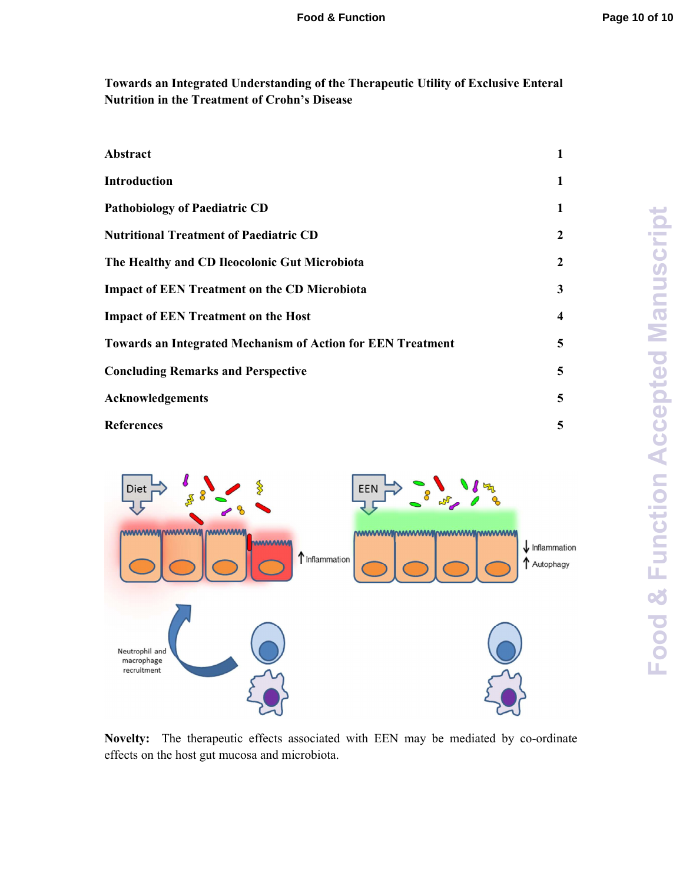**Towards an Integrated Understanding of the Therapeutic Utility of Exclusive Enteral Nutrition in the Treatment of Crohn's Disease**

| | |
|---|---|
| **Abstract** | **1** |
| **Introduction** | **1** |
| **Pathobiology of Paediatric CD** | **1** |
| **Nutritional Treatment of Paediatric CD** | **2** |
| **The Healthy and CD Ileocolonic Gut Microbiota** | **2** |
| **Impact of EEN Treatment on the CD Microbiota** | **3** |
| **Impact of EEN Treatment on the Host** | **4** |
| **Towards an Integrated Mechanism of Action for EEN Treatment** | **5** |
| **Concluding Remarks and Perspective** | **5** |
| **Acknowledgements** | **5** |
| **References** | **5** |

Diet

↑ Inflammation

Neutrophil and macrophage recruitment

EEN

↓ Inflammation

↑ Autophagy

**Novelty:** The therapeutic effects associated with EEN may be mediated by co-ordinate effects on the host gut mucosa and microbiota.